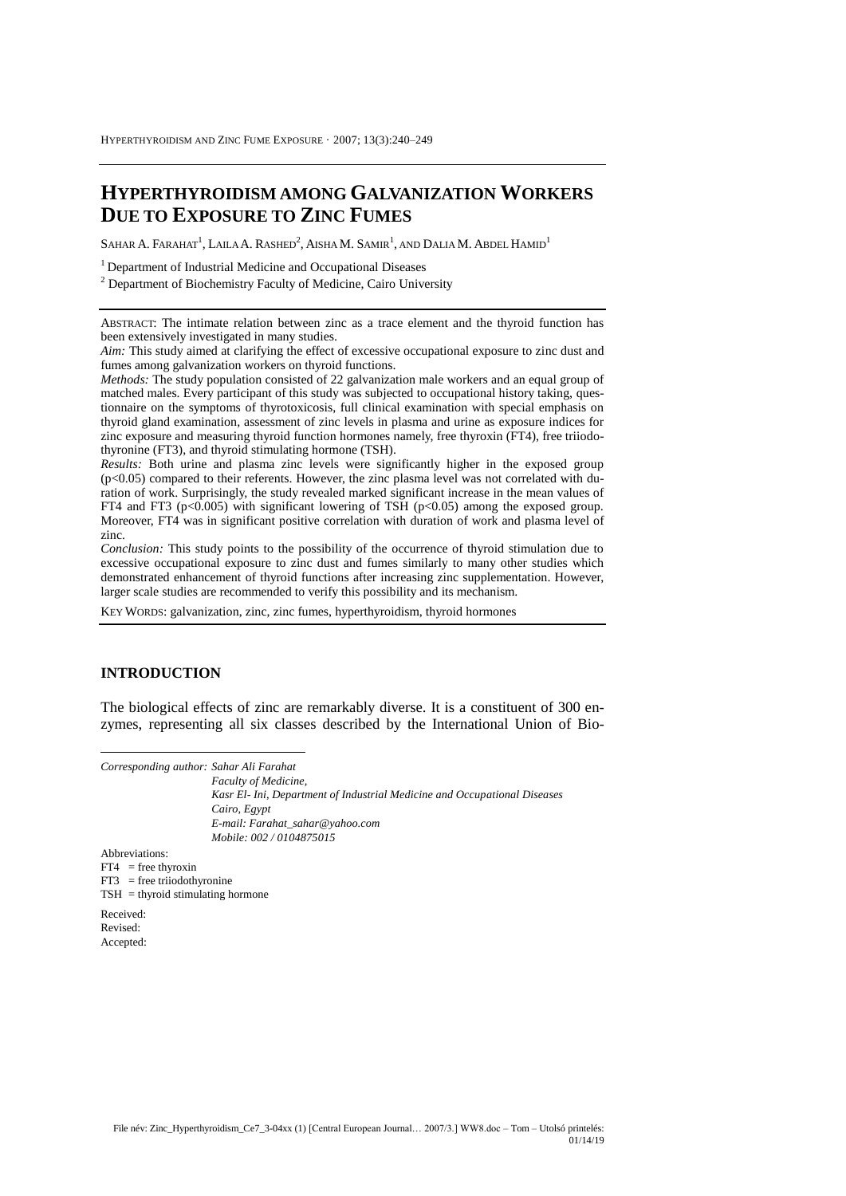# HYPERTHYROIDISM AMONG GALVANIZATION WORKERS DUE TO EXPOSURE TO ZINC FUMES

SAHAR A. FARAHAT[1], LAILA A. RASHED[2], AISHA M. SAMIR[1], AND DALIA M. ABDEL HAMID[1]

[1] Department of Industrial Medicine and Occupational Diseases

[2] Department of Biochemistry Faculty of Medicine, Cairo University

ABSTRACT: The intimate relation between zinc as a trace element and the thyroid function has been extensively investigated in many studies.

*Aim:* This study aimed at clarifying the effect of excessive occupational exposure to zinc dust and fumes among galvanization workers on thyroid functions.

*Methods:* The study population consisted of 22 galvanization male workers and an equal group of matched males. Every participant of this study was subjected to occupational history taking, questionnaire on the symptoms of thyrotoxicosis, full clinical examination with special emphasis on thyroid gland examination, assessment of zinc levels in plasma and urine as exposure indices for zinc exposure and measuring thyroid function hormones namely, free thyroxin (FT4), free triiodothyronine (FT3), and thyroid stimulating hormone (TSH).

*Results:* Both urine and plasma zinc levels were significantly higher in the exposed group ($p<0.05$) compared to their referents. However, the zinc plasma level was not correlated with duration of work. Surprisingly, the study revealed marked significant increase in the mean values of FT4 and FT3 ($p<0.005$) with significant lowering of TSH ($p<0.05$) among the exposed group. Moreover, FT4 was in significant positive correlation with duration of work and plasma level of zinc.

*Conclusion:* This study points to the possibility of the occurrence of thyroid stimulation due to excessive occupational exposure to zinc dust and fumes similarly to many other studies which demonstrated enhancement of thyroid functions after increasing zinc supplementation. However, larger scale studies are recommended to verify this possibility and its mechanism.

KEY WORDS: galvanization, zinc, zinc fumes, hyperthyroidism, thyroid hormones

## INTRODUCTION

The biological effects of zinc are remarkably diverse. It is a constituent of 300 enzymes, representing all six classes described by the International Union of Bio-

*Corresponding author: Sahar Ali Farahat*
*Faculty of Medicine,*
*Kasr El- Ini, Department of Industrial Medicine and Occupational Diseases*
*Cairo, Egypt*
*E-mail: Farahat_sahar@yahoo.com*
*Mobile: 002 / 0104875015*

Abbreviations:
FT4 = free thyroxin
FT3 = free triiodothyronine
TSH = thyroid stimulating hormone

Received:
Revised:
Accepted: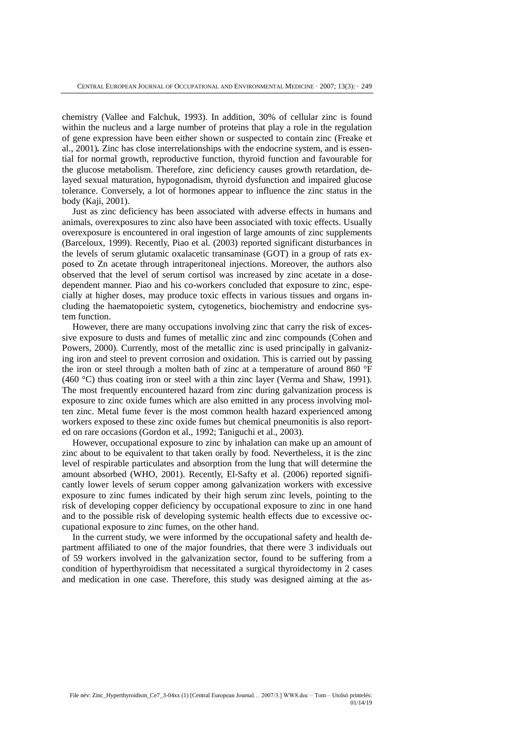chemistry (Vallee and Falchuk, 1993). In addition, 30% of cellular zinc is found within the nucleus and a large number of proteins that play a role in the regulation of gene expression have been either shown or suspected to contain zinc (Freake et al., 2001)**.** Zinc has close interrelationships with the endocrine system, and is essential for normal growth, reproductive function, thyroid function and favourable for the glucose metabolism. Therefore, zinc deficiency causes growth retardation, delayed sexual maturation, hypogonadism, thyroid dysfunction and impaired glucose tolerance. Conversely, a lot of hormones appear to influence the zinc status in the body (Kaji, 2001).

Just as zinc deficiency has been associated with adverse effects in humans and animals, overexposures to zinc also have been associated with toxic effects. Usually overexposure is encountered in oral ingestion of large amounts of zinc supplements (Barceloux, 1999). Recently, Piao et al. (2003) reported significant disturbances in the levels of serum glutamic oxalacetic transaminase (GOT) in a group of rats exposed to Zn acetate through intraperitoneal injections. Moreover, the authors also observed that the level of serum cortisol was increased by zinc acetate in a dose-dependent manner. Piao and his co-workers concluded that exposure to zinc, especially at higher doses, may produce toxic effects in various tissues and organs including the haematopoietic system, cytogenetics, biochemistry and endocrine system function.

However, there are many occupations involving zinc that carry the risk of excessive exposure to dusts and fumes of metallic zinc and zinc compounds (Cohen and Powers, 2000). Currently, most of the metallic zinc is used principally in galvanizing iron and steel to prevent corrosion and oxidation. This is carried out by passing the iron or steel through a molten bath of zinc at a temperature of around 860 °F (460 °C) thus coating iron or steel with a thin zinc layer (Verma and Shaw, 1991). The most frequently encountered hazard from zinc during galvanization process is exposure to zinc oxide fumes which are also emitted in any process involving molten zinc. Metal fume fever is the most common health hazard experienced among workers exposed to these zinc oxide fumes but chemical pneumonitis is also reported on rare occasions (Gordon et al., 1992; Taniguchi et al., 2003).

However, occupational exposure to zinc by inhalation can make up an amount of zinc about to be equivalent to that taken orally by food. Nevertheless, it is the zinc level of respirable particulates and absorption from the lung that will determine the amount absorbed (WHO, 2001). Recently, El-Safty et al. (2006) reported significantly lower levels of serum copper among galvanization workers with excessive exposure to zinc fumes indicated by their high serum zinc levels, pointing to the risk of developing copper deficiency by occupational exposure to zinc in one hand and to the possible risk of developing systemic health effects due to excessive occupational exposure to zinc fumes, on the other hand.

In the current study, we were informed by the occupational safety and health department affiliated to one of the major foundries, that there were 3 individuals out of 59 workers involved in the galvanization sector, found to be suffering from a condition of hyperthyroidism that necessitated a surgical thyroidectomy in 2 cases and medication in one case. Therefore, this study was designed aiming at the as-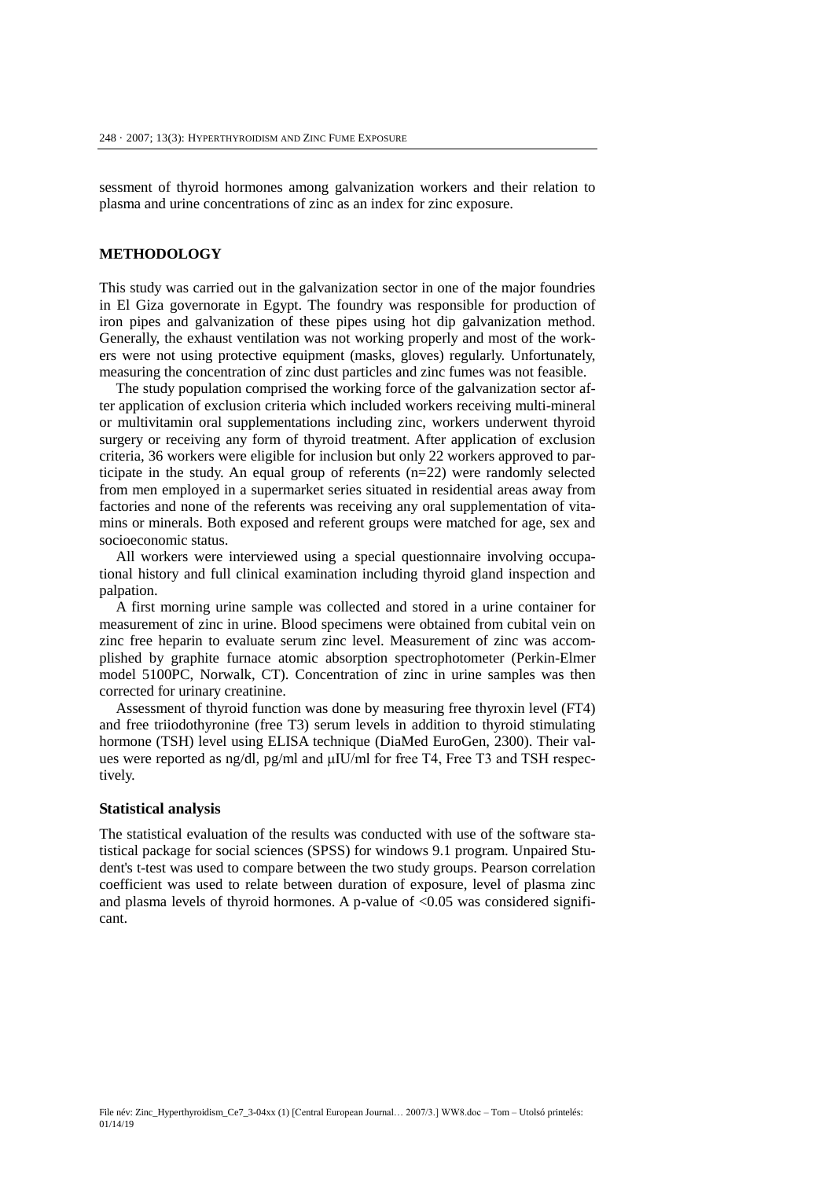sessment of thyroid hormones among galvanization workers and their relation to plasma and urine concentrations of zinc as an index for zinc exposure.

## METHODOLOGY

This study was carried out in the galvanization sector in one of the major foundries in El Giza governorate in Egypt. The foundry was responsible for production of iron pipes and galvanization of these pipes using hot dip galvanization method. Generally, the exhaust ventilation was not working properly and most of the workers were not using protective equipment (masks, gloves) regularly. Unfortunately, measuring the concentration of zinc dust particles and zinc fumes was not feasible.

The study population comprised the working force of the galvanization sector after application of exclusion criteria which included workers receiving multi-mineral or multivitamin oral supplementations including zinc, workers underwent thyroid surgery or receiving any form of thyroid treatment. After application of exclusion criteria, 36 workers were eligible for inclusion but only 22 workers approved to participate in the study. An equal group of referents (n=22) were randomly selected from men employed in a supermarket series situated in residential areas away from factories and none of the referents was receiving any oral supplementation of vitamins or minerals. Both exposed and referent groups were matched for age, sex and socioeconomic status.

All workers were interviewed using a special questionnaire involving occupational history and full clinical examination including thyroid gland inspection and palpation.

A first morning urine sample was collected and stored in a urine container for measurement of zinc in urine. Blood specimens were obtained from cubital vein on zinc free heparin to evaluate serum zinc level. Measurement of zinc was accomplished by graphite furnace atomic absorption spectrophotometer (Perkin-Elmer model 5100PC, Norwalk, CT). Concentration of zinc in urine samples was then corrected for urinary creatinine.

Assessment of thyroid function was done by measuring free thyroxin level (FT4) and free triiodothyronine (free T3) serum levels in addition to thyroid stimulating hormone (TSH) level using ELISA technique (DiaMed EuroGen, 2300). Their values were reported as ng/dl, pg/ml and μIU/ml for free T4, Free T3 and TSH respectively.

### Statistical analysis

The statistical evaluation of the results was conducted with use of the software statistical package for social sciences (SPSS) for windows 9.1 program. Unpaired Student's t-test was used to compare between the two study groups. Pearson correlation coefficient was used to relate between duration of exposure, level of plasma zinc and plasma levels of thyroid hormones. A p-value of $<0.05$ was considered significant.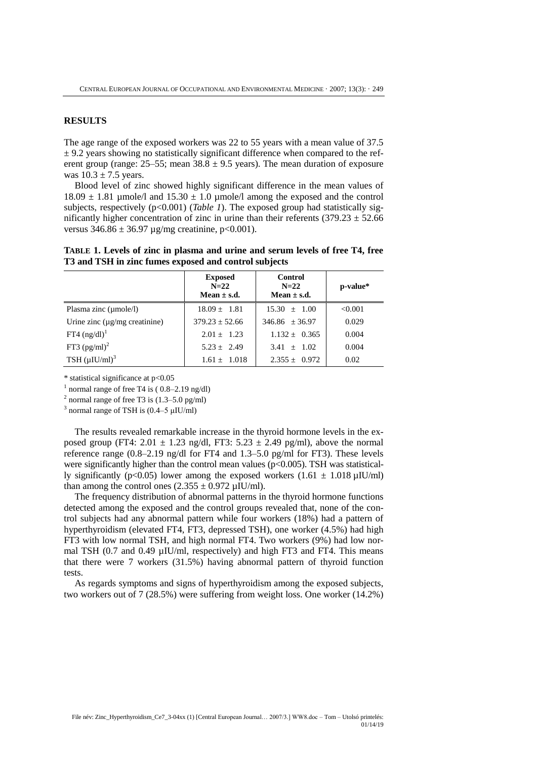## RESULTS

The age range of the exposed workers was 22 to 55 years with a mean value of 37.5 ± 9.2 years showing no statistically significant difference when compared to the referent group (range: 25–55; mean 38.8 ± 9.5 years). The mean duration of exposure was 10.3 ± 7.5 years.

Blood level of zinc showed highly significant difference in the mean values of 18.09 ± 1.81 µmole/l and 15.30 ± 1.0 µmole/l among the exposed and the control subjects, respectively ($p<0.001$) (*Table 1*). The exposed group had statistically significantly higher concentration of zinc in urine than their referents (379.23 ± 52.66 versus 346.86 ± 36.97 µg/mg creatinine, $p<0.001$).

**TABLE 1. Levels of zinc in plasma and urine and serum levels of free T4, free T3 and TSH in zinc fumes exposed and control subjects**

| | **Exposed N=22 Mean ± s.d.** | **Control N=22 Mean ± s.d.** | **p-value*** |
|---|---|---|---|
| Plasma zinc (µmole/l) | 18.09 ± 1.81 | 15.30 ± 1.00 | <0.001 |
| Urine zinc (µg/mg creatinine) | 379.23 ± 52.66 | 346.86 ± 36.97 | 0.029 |
| FT4 (ng/dl)[1] | 2.01 ± 1.23 | 1.132 ± 0.365 | 0.004 |
| FT3 (pg/ml)[2] | 5.23 ± 2.49 | 3.41 ± 1.02 | 0.004 |
| TSH (µIU/ml)[3] | 1.61 ± 1.018 | 2.355 ± 0.972 | 0.02 |

\* statistical significance at $p<0.05$

[1] normal range of free T4 is ( 0.8–2.19 ng/dl)

[2] normal range of free T3 is (1.3–5.0 pg/ml)

[3] normal range of TSH is (0.4–5 µIU/ml)

The results revealed remarkable increase in the thyroid hormone levels in the exposed group (FT4: 2.01 ± 1.23 ng/dl, FT3: 5.23 ± 2.49 pg/ml), above the normal reference range (0.8–2.19 ng/dl for FT4 and 1.3–5.0 pg/ml for FT3). These levels were significantly higher than the control mean values ($p<0.005$). TSH was statistically significantly ($p<0.05$) lower among the exposed workers (1.61 ± 1.018 µIU/ml) than among the control ones (2.355 ± 0.972 µIU/ml).

The frequency distribution of abnormal patterns in the thyroid hormone functions detected among the exposed and the control groups revealed that, none of the control subjects had any abnormal pattern while four workers (18%) had a pattern of hyperthyroidism (elevated FT4, FT3, depressed TSH), one worker (4.5%) had high FT3 with low normal TSH, and high normal FT4. Two workers (9%) had low normal TSH (0.7 and 0.49 µIU/ml, respectively) and high FT3 and FT4. This means that there were 7 workers (31.5%) having abnormal pattern of thyroid function tests.

As regards symptoms and signs of hyperthyroidism among the exposed subjects, two workers out of 7 (28.5%) were suffering from weight loss. One worker (14.2%)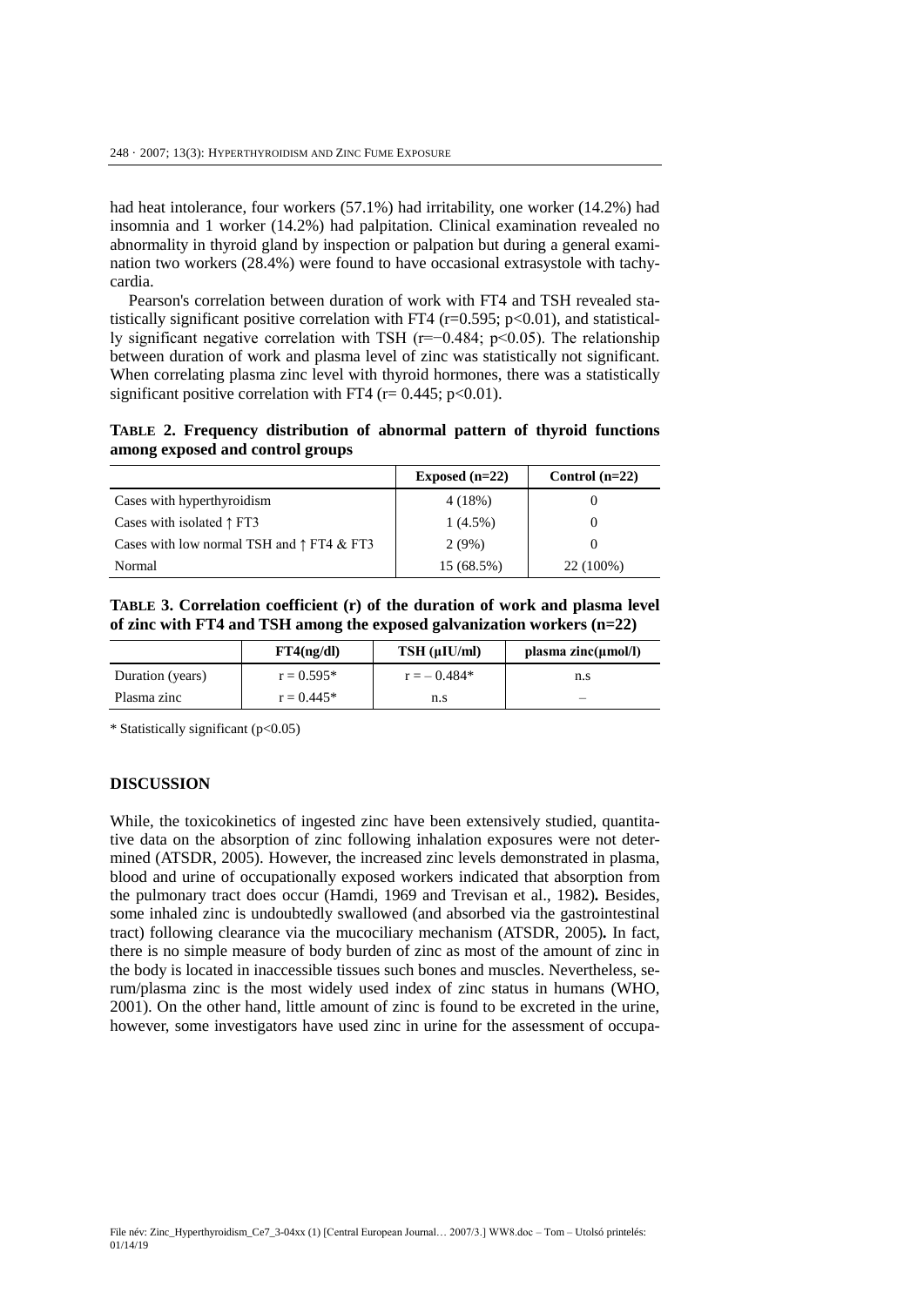had heat intolerance, four workers (57.1%) had irritability, one worker (14.2%) had insomnia and 1 worker (14.2%) had palpitation. Clinical examination revealed no abnormality in thyroid gland by inspection or palpation but during a general examination two workers (28.4%) were found to have occasional extrasystole with tachycardia.

Pearson's correlation between duration of work with FT4 and TSH revealed statistically significant positive correlation with FT4 ($r=0.595$; $p<0.01$), and statistically significant negative correlation with TSH ($r=-0.484$; $p<0.05$). The relationship between duration of work and plasma level of zinc was statistically not significant. When correlating plasma zinc level with thyroid hormones, there was a statistically significant positive correlation with FT4 ($r= 0.445$; $p<0.01$).

**TABLE 2. Frequency distribution of abnormal pattern of thyroid functions among exposed and control groups**

| | Exposed (n=22) | Control (n=22) |
|---|---|---|
| Cases with hyperthyroidism | 4 (18%) | 0 |
| Cases with isolated ↑ FT3 | 1 (4.5%) | 0 |
| Cases with low normal TSH and ↑ FT4 & FT3 | 2 (9%) | 0 |
| Normal | 15 (68.5%) | 22 (100%) |

**TABLE 3. Correlation coefficient (r) of the duration of work and plasma level of zinc with FT4 and TSH among the exposed galvanization workers (n=22)**

| | FT4(ng/dl) | TSH (μIU/ml) | plasma zinc(μmol/l) |
|---|---|---|---|
| Duration (years) | r = 0.595* | r = – 0.484* | n.s |
| Plasma zinc | r = 0.445* | n.s | – |

\* Statistically significant ($p<0.05$)

## DISCUSSION

While, the toxicokinetics of ingested zinc have been extensively studied, quantitative data on the absorption of zinc following inhalation exposures were not determined (ATSDR, 2005). However, the increased zinc levels demonstrated in plasma, blood and urine of occupationally exposed workers indicated that absorption from the pulmonary tract does occur (Hamdi, 1969 and Trevisan et al., 1982). Besides, some inhaled zinc is undoubtedly swallowed (and absorbed via the gastrointestinal tract) following clearance via the mucociliary mechanism (ATSDR, 2005). In fact, there is no simple measure of body burden of zinc as most of the amount of zinc in the body is located in inaccessible tissues such bones and muscles. Nevertheless, serum/plasma zinc is the most widely used index of zinc status in humans (WHO, 2001). On the other hand, little amount of zinc is found to be excreted in the urine, however, some investigators have used zinc in urine for the assessment of occupa-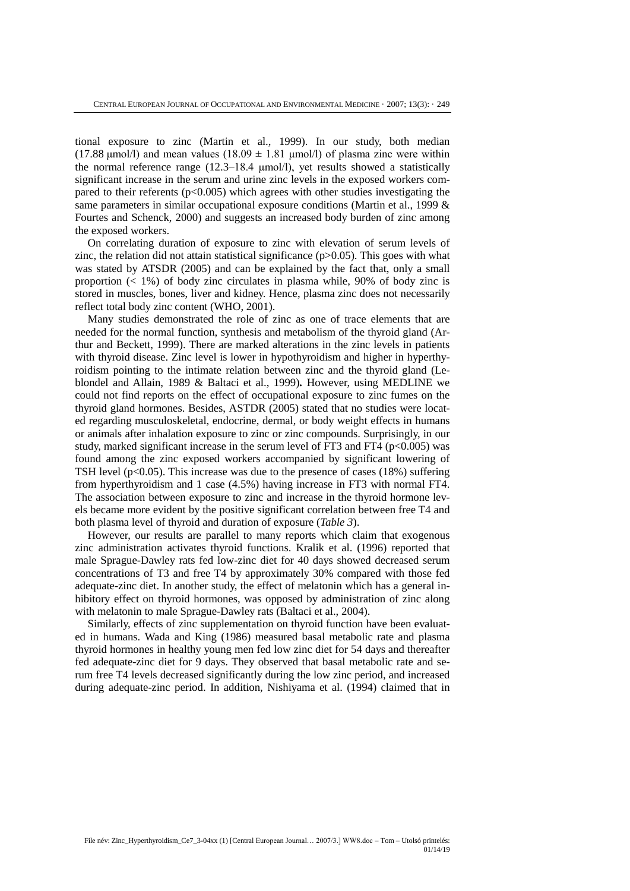tional exposure to zinc (Martin et al., 1999). In our study, both median (17.88 μmol/l) and mean values (18.09 ± 1.81 μmol/l) of plasma zinc were within the normal reference range (12.3–18.4 μmol/l), yet results showed a statistically significant increase in the serum and urine zinc levels in the exposed workers compared to their referents ($p<0.005$) which agrees with other studies investigating the same parameters in similar occupational exposure conditions (Martin et al., 1999 & Fourtes and Schenck, 2000) and suggests an increased body burden of zinc among the exposed workers.

On correlating duration of exposure to zinc with elevation of serum levels of zinc, the relation did not attain statistical significance ($p>0.05$). This goes with what was stated by ATSDR (2005) and can be explained by the fact that, only a small proportion (< 1%) of body zinc circulates in plasma while, 90% of body zinc is stored in muscles, bones, liver and kidney. Hence, plasma zinc does not necessarily reflect total body zinc content (WHO, 2001).

Many studies demonstrated the role of zinc as one of trace elements that are needed for the normal function, synthesis and metabolism of the thyroid gland (Arthur and Beckett, 1999). There are marked alterations in the zinc levels in patients with thyroid disease. Zinc level is lower in hypothyroidism and higher in hyperthyroidism pointing to the intimate relation between zinc and the thyroid gland (Leblondel and Allain, 1989 & Baltaci et al., 1999). However, using MEDLINE we could not find reports on the effect of occupational exposure to zinc fumes on the thyroid gland hormones. Besides, ASTDR (2005) stated that no studies were located regarding musculoskeletal, endocrine, dermal, or body weight effects in humans or animals after inhalation exposure to zinc or zinc compounds. Surprisingly, in our study, marked significant increase in the serum level of FT3 and FT4 ($p<0.005$) was found among the zinc exposed workers accompanied by significant lowering of TSH level ($p<0.05$). This increase was due to the presence of cases (18%) suffering from hyperthyroidism and 1 case (4.5%) having increase in FT3 with normal FT4. The association between exposure to zinc and increase in the thyroid hormone levels became more evident by the positive significant correlation between free T4 and both plasma level of thyroid and duration of exposure (*Table 3*).

However, our results are parallel to many reports which claim that exogenous zinc administration activates thyroid functions. Kralik et al. (1996) reported that male Sprague-Dawley rats fed low-zinc diet for 40 days showed decreased serum concentrations of T3 and free T4 by approximately 30% compared with those fed adequate-zinc diet. In another study, the effect of melatonin which has a general inhibitory effect on thyroid hormones, was opposed by administration of zinc along with melatonin to male Sprague-Dawley rats (Baltaci et al., 2004).

Similarly, effects of zinc supplementation on thyroid function have been evaluated in humans. Wada and King (1986) measured basal metabolic rate and plasma thyroid hormones in healthy young men fed low zinc diet for 54 days and thereafter fed adequate-zinc diet for 9 days. They observed that basal metabolic rate and serum free T4 levels decreased significantly during the low zinc period, and increased during adequate-zinc period. In addition, Nishiyama et al. (1994) claimed that in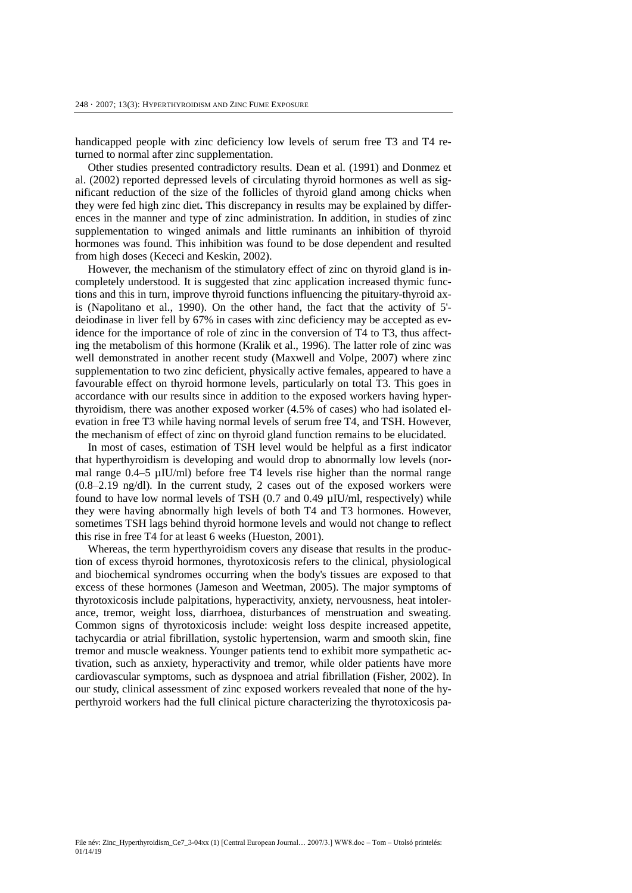handicapped people with zinc deficiency low levels of serum free T3 and T4 returned to normal after zinc supplementation.

Other studies presented contradictory results. Dean et al. (1991) and Donmez et al. (2002) reported depressed levels of circulating thyroid hormones as well as significant reduction of the size of the follicles of thyroid gland among chicks when they were fed high zinc diet**.** This discrepancy in results may be explained by differences in the manner and type of zinc administration. In addition, in studies of zinc supplementation to winged animals and little ruminants an inhibition of thyroid hormones was found. This inhibition was found to be dose dependent and resulted from high doses (Kececi and Keskin, 2002).

However, the mechanism of the stimulatory effect of zinc on thyroid gland is incompletely understood. It is suggested that zinc application increased thymic functions and this in turn, improve thyroid functions influencing the pituitary-thyroid axis (Napolitano et al., 1990). On the other hand, the fact that the activity of 5'-deiodinase in liver fell by 67% in cases with zinc deficiency may be accepted as evidence for the importance of role of zinc in the conversion of T4 to T3, thus affecting the metabolism of this hormone (Kralik et al., 1996). The latter role of zinc was well demonstrated in another recent study (Maxwell and Volpe, 2007) where zinc supplementation to two zinc deficient, physically active females, appeared to have a favourable effect on thyroid hormone levels, particularly on total T3. This goes in accordance with our results since in addition to the exposed workers having hyperthyroidism, there was another exposed worker (4.5% of cases) who had isolated elevation in free T3 while having normal levels of serum free T4, and TSH. However, the mechanism of effect of zinc on thyroid gland function remains to be elucidated.

In most of cases, estimation of TSH level would be helpful as a first indicator that hyperthyroidism is developing and would drop to abnormally low levels (normal range 0.4–5 µIU/ml) before free T4 levels rise higher than the normal range (0.8–2.19 ng/dl). In the current study, 2 cases out of the exposed workers were found to have low normal levels of TSH (0.7 and 0.49 µIU/ml, respectively) while they were having abnormally high levels of both T4 and T3 hormones. However, sometimes TSH lags behind thyroid hormone levels and would not change to reflect this rise in free T4 for at least 6 weeks (Hueston, 2001).

Whereas, the term hyperthyroidism covers any disease that results in the production of excess thyroid hormones, thyrotoxicosis refers to the clinical, physiological and biochemical syndromes occurring when the body's tissues are exposed to that excess of these hormones (Jameson and Weetman, 2005). The major symptoms of thyrotoxicosis include palpitations, hyperactivity, anxiety, nervousness, heat intolerance, tremor, weight loss, diarrhoea, disturbances of menstruation and sweating. Common signs of thyrotoxicosis include: weight loss despite increased appetite, tachycardia or atrial fibrillation, systolic hypertension, warm and smooth skin, fine tremor and muscle weakness. Younger patients tend to exhibit more sympathetic activation, such as anxiety, hyperactivity and tremor, while older patients have more cardiovascular symptoms, such as dyspnoea and atrial fibrillation (Fisher, 2002). In our study, clinical assessment of zinc exposed workers revealed that none of the hyperthyroid workers had the full clinical picture characterizing the thyrotoxicosis pa-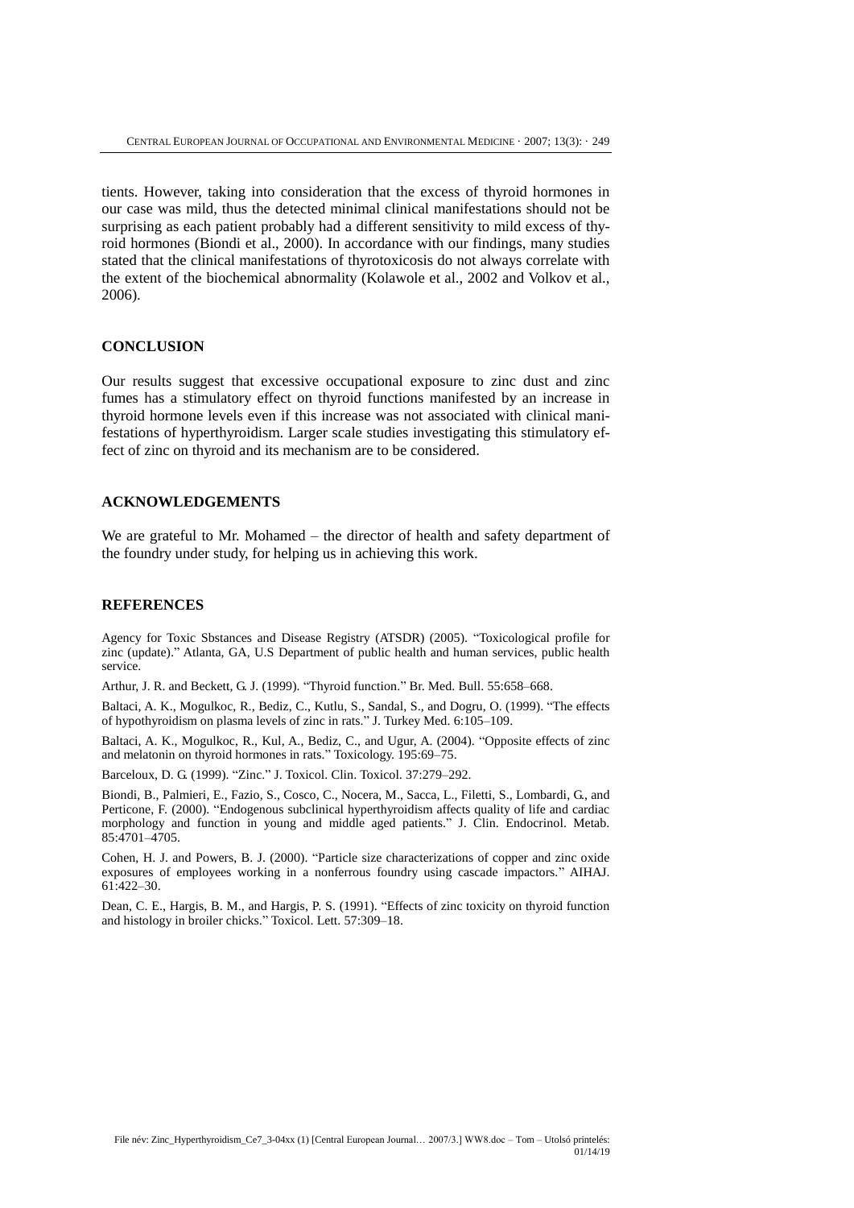tients. However, taking into consideration that the excess of thyroid hormones in our case was mild, thus the detected minimal clinical manifestations should not be surprising as each patient probably had a different sensitivity to mild excess of thyroid hormones (Biondi et al., 2000). In accordance with our findings, many studies stated that the clinical manifestations of thyrotoxicosis do not always correlate with the extent of the biochemical abnormality (Kolawole et al., 2002 and Volkov et al., 2006).

## CONCLUSION

Our results suggest that excessive occupational exposure to zinc dust and zinc fumes has a stimulatory effect on thyroid functions manifested by an increase in thyroid hormone levels even if this increase was not associated with clinical manifestations of hyperthyroidism. Larger scale studies investigating this stimulatory effect of zinc on thyroid and its mechanism are to be considered.

## ACKNOWLEDGEMENTS

We are grateful to Mr. Mohamed – the director of health and safety department of the foundry under study, for helping us in achieving this work.

## REFERENCES

Agency for Toxic Sbstances and Disease Registry (ATSDR) (2005). "Toxicological profile for zinc (update)." Atlanta, GA, U.S Department of public health and human services, public health service.

Arthur, J. R. and Beckett, G. J. (1999). "Thyroid function." Br. Med. Bull. 55:658–668.

Baltaci, A. K., Mogulkoc, R., Bediz, C., Kutlu, S., Sandal, S., and Dogru, O. (1999). "The effects of hypothyroidism on plasma levels of zinc in rats." J. Turkey Med. 6:105–109.

Baltaci, A. K., Mogulkoc, R., Kul, A., Bediz, C., and Ugur, A. (2004). "Opposite effects of zinc and melatonin on thyroid hormones in rats." Toxicology. 195:69–75.

Barceloux, D. G. (1999). "Zinc." J. Toxicol. Clin. Toxicol. 37:279–292.

Biondi, B., Palmieri, E., Fazio, S., Cosco, C., Nocera, M., Sacca, L., Filetti, S., Lombardi, G., and Perticone, F. (2000). "Endogenous subclinical hyperthyroidism affects quality of life and cardiac morphology and function in young and middle aged patients." J. Clin. Endocrinol. Metab. 85:4701–4705.

Cohen, H. J. and Powers, B. J. (2000). "Particle size characterizations of copper and zinc oxide exposures of employees working in a nonferrous foundry using cascade impactors." AIHAJ. 61:422–30.

Dean, C. E., Hargis, B. M., and Hargis, P. S. (1991). "Effects of zinc toxicity on thyroid function and histology in broiler chicks." Toxicol. Lett. 57:309–18.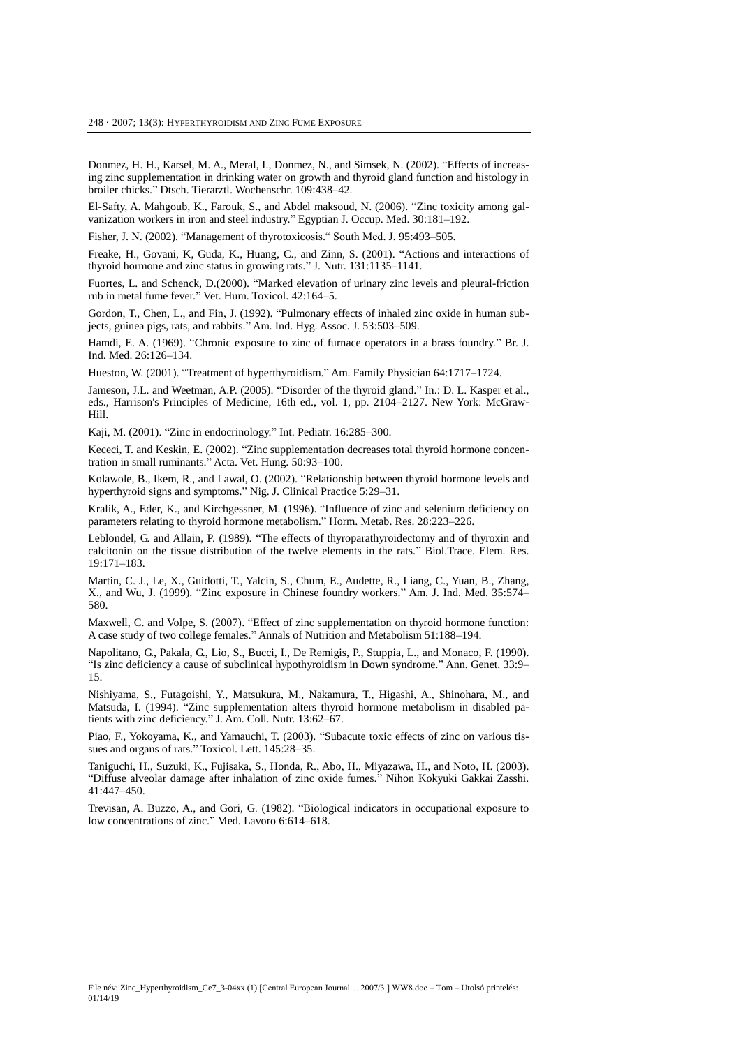Donmez, H. H., Karsel, M. A., Meral, I., Donmez, N., and Simsek, N. (2002). "Effects of increasing zinc supplementation in drinking water on growth and thyroid gland function and histology in broiler chicks." Dtsch. Tierarztl. Wochenschr. 109:438–42.

El-Safty, A. Mahgoub, K., Farouk, S., and Abdel maksoud, N. (2006). "Zinc toxicity among galvanization workers in iron and steel industry." Egyptian J. Occup. Med. 30:181–192.

Fisher, J. N. (2002). "Management of thyrotoxicosis." South Med. J. 95:493–505.

Freake, H., Govani, K, Guda, K., Huang, C., and Zinn, S. (2001). "Actions and interactions of thyroid hormone and zinc status in growing rats." J. Nutr. 131:1135–1141.

Fuortes, L. and Schenck, D.(2000). "Marked elevation of urinary zinc levels and pleural-friction rub in metal fume fever." Vet. Hum. Toxicol. 42:164–5.

Gordon, T., Chen, L., and Fin, J. (1992). "Pulmonary effects of inhaled zinc oxide in human subjects, guinea pigs, rats, and rabbits." Am. Ind. Hyg. Assoc. J. 53:503–509.

Hamdi, E. A. (1969). "Chronic exposure to zinc of furnace operators in a brass foundry." Br. J. Ind. Med. 26:126–134.

Hueston, W. (2001). "Treatment of hyperthyroidism." Am. Family Physician 64:1717–1724.

Jameson, J.L. and Weetman, A.P. (2005). "Disorder of the thyroid gland." In.: D. L. Kasper et al., eds., Harrison's Principles of Medicine, 16th ed., vol. 1, pp. 2104–2127. New York: McGraw-Hill.

Kaji, M. (2001). "Zinc in endocrinology." Int. Pediatr. 16:285–300.

Kececi, T. and Keskin, E. (2002). "Zinc supplementation decreases total thyroid hormone concentration in small ruminants." Acta. Vet. Hung. 50:93–100.

Kolawole, B., Ikem, R., and Lawal, O. (2002). "Relationship between thyroid hormone levels and hyperthyroid signs and symptoms." Nig. J. Clinical Practice 5:29–31.

Kralik, A., Eder, K., and Kirchgessner, M. (1996). "Influence of zinc and selenium deficiency on parameters relating to thyroid hormone metabolism." Horm. Metab. Res. 28:223–226.

Leblondel, G. and Allain, P. (1989). "The effects of thyroparathyroidectomy and of thyroxin and calcitonin on the tissue distribution of the twelve elements in the rats." Biol.Trace. Elem. Res. 19:171–183.

Martin, C. J., Le, X., Guidotti, T., Yalcin, S., Chum, E., Audette, R., Liang, C., Yuan, B., Zhang, X., and Wu, J. (1999). "Zinc exposure in Chinese foundry workers." Am. J. Ind. Med. 35:574–580.

Maxwell, C. and Volpe, S. (2007). "Effect of zinc supplementation on thyroid hormone function: A case study of two college females." Annals of Nutrition and Metabolism 51:188–194.

Napolitano, G., Pakala, G., Lio, S., Bucci, I., De Remigis, P., Stuppia, L., and Monaco, F. (1990). "Is zinc deficiency a cause of subclinical hypothyroidism in Down syndrome." Ann. Genet. 33:9–15.

Nishiyama, S., Futagoishi, Y., Matsukura, M., Nakamura, T., Higashi, A., Shinohara, M., and Matsuda, I. (1994). "Zinc supplementation alters thyroid hormone metabolism in disabled patients with zinc deficiency." J. Am. Coll. Nutr. 13:62–67.

Piao, F., Yokoyama, K., and Yamauchi, T. (2003). "Subacute toxic effects of zinc on various tissues and organs of rats." Toxicol. Lett. 145:28–35.

Taniguchi, H., Suzuki, K., Fujisaka, S., Honda, R., Abo, H., Miyazawa, H., and Noto, H. (2003). "Diffuse alveolar damage after inhalation of zinc oxide fumes." Nihon Kokyuki Gakkai Zasshi. 41:447–450.

Trevisan, A. Buzzo, A., and Gori, G. (1982). "Biological indicators in occupational exposure to low concentrations of zinc." Med. Lavoro 6:614–618.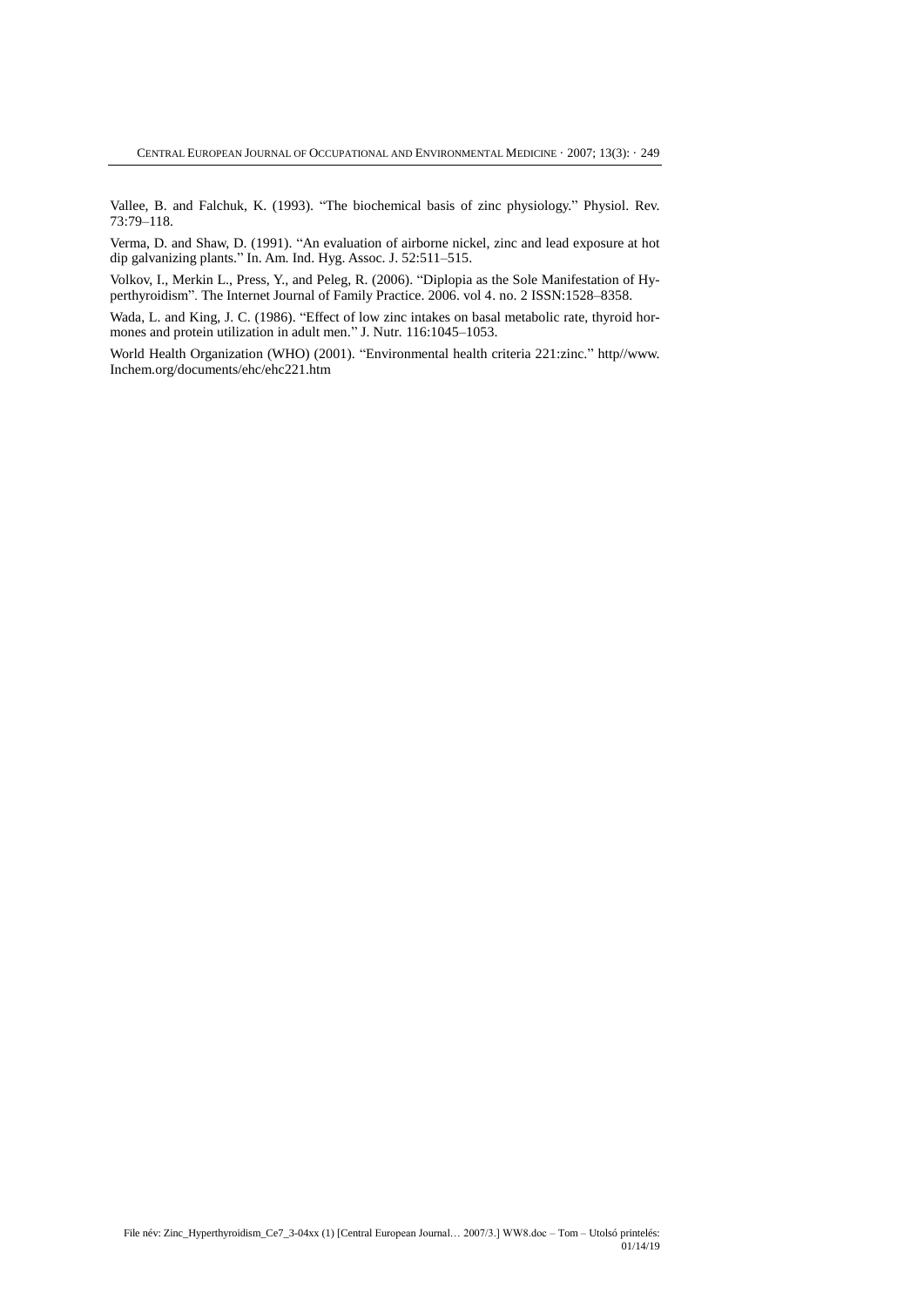Vallee, B. and Falchuk, K. (1993). "The biochemical basis of zinc physiology." Physiol. Rev. 73:79–118.

Verma, D. and Shaw, D. (1991). "An evaluation of airborne nickel, zinc and lead exposure at hot dip galvanizing plants." In. Am. Ind. Hyg. Assoc. J. 52:511–515.

Volkov, I., Merkin L., Press, Y., and Peleg, R. (2006). "Diplopia as the Sole Manifestation of Hyperthyroidism". The Internet Journal of Family Practice. 2006. vol 4. no. 2 ISSN:1528–8358.

Wada, L. and King, J. C. (1986). "Effect of low zinc intakes on basal metabolic rate, thyroid hormones and protein utilization in adult men." J. Nutr. 116:1045–1053.

World Health Organization (WHO) (2001). "Environmental health criteria 221:zinc." http//www. Inchem.org/documents/ehc/ehc221.htm